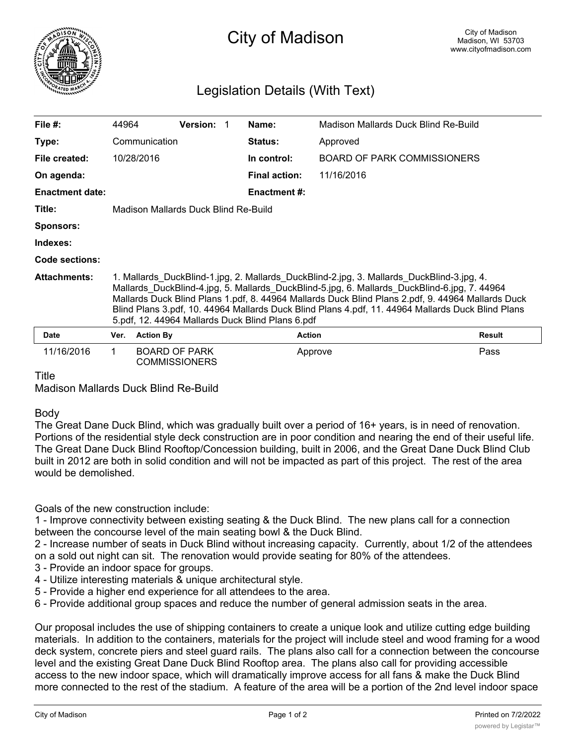# City of Madison

City of Madison
Madison, WI 53703
www.cityofmadison.com

## Legislation Details (With Text)

| | | | |
|---|---|---|---|
| **File #:** | 44964 **Version:** 1 | **Name:** | Madison Mallards Duck Blind Re-Build |
| **Type:** | Communication | **Status:** | Approved |
| **File created:** | 10/28/2016 | **In control:** | BOARD OF PARK COMMISSIONERS |
| **On agenda:** | | **Final action:** | 11/16/2016 |
| **Enactment date:** | | **Enactment #:** | |
| **Title:** | Madison Mallards Duck Blind Re-Build | | |
| **Sponsors:** | | | |
| **Indexes:** | | | |
| **Code sections:** | | | |
| **Attachments:** | 1. Mallards_DuckBlind-1.jpg, 2. Mallards_DuckBlind-2.jpg, 3. Mallards_DuckBlind-3.jpg, 4. Mallards_DuckBlind-4.jpg, 5. Mallards_DuckBlind-5.jpg, 6. Mallards_DuckBlind-6.jpg, 7. 44964 Mallards Duck Blind Plans 1.pdf, 8. 44964 Mallards Duck Blind Plans 2.pdf, 9. 44964 Mallards Duck Blind Plans 3.pdf, 10. 44964 Mallards Duck Blind Plans 4.pdf, 11. 44964 Mallards Duck Blind Plans 5.pdf, 12. 44964 Mallards Duck Blind Plans 6.pdf | | |

| Date | Ver. | Action By | Action | Result |
|---|---|---|---|---|
| 11/16/2016 | 1 | BOARD OF PARK COMMISSIONERS | Approve | Pass |

Title

Madison Mallards Duck Blind Re-Build

Body

The Great Dane Duck Blind, which was gradually built over a period of 16+ years, is in need of renovation. Portions of the residential style deck construction are in poor condition and nearing the end of their useful life. The Great Dane Duck Blind Rooftop/Concession building, built in 2006, and the Great Dane Duck Blind Club built in 2012 are both in solid condition and will not be impacted as part of this project. The rest of the area would be demolished.

Goals of the new construction include:

1 - Improve connectivity between existing seating & the Duck Blind. The new plans call for a connection between the concourse level of the main seating bowl & the Duck Blind.

2 - Increase number of seats in Duck Blind without increasing capacity. Currently, about 1/2 of the attendees on a sold out night can sit. The renovation would provide seating for 80% of the attendees.

3 - Provide an indoor space for groups.

4 - Utilize interesting materials & unique architectural style.

5 - Provide a higher end experience for all attendees to the area.

6 - Provide additional group spaces and reduce the number of general admission seats in the area.

Our proposal includes the use of shipping containers to create a unique look and utilize cutting edge building materials. In addition to the containers, materials for the project will include steel and wood framing for a wood deck system, concrete piers and steel guard rails. The plans also call for a connection between the concourse level and the existing Great Dane Duck Blind Rooftop area. The plans also call for providing accessible access to the new indoor space, which will dramatically improve access for all fans & make the Duck Blind more connected to the rest of the stadium. A feature of the area will be a portion of the 2nd level indoor space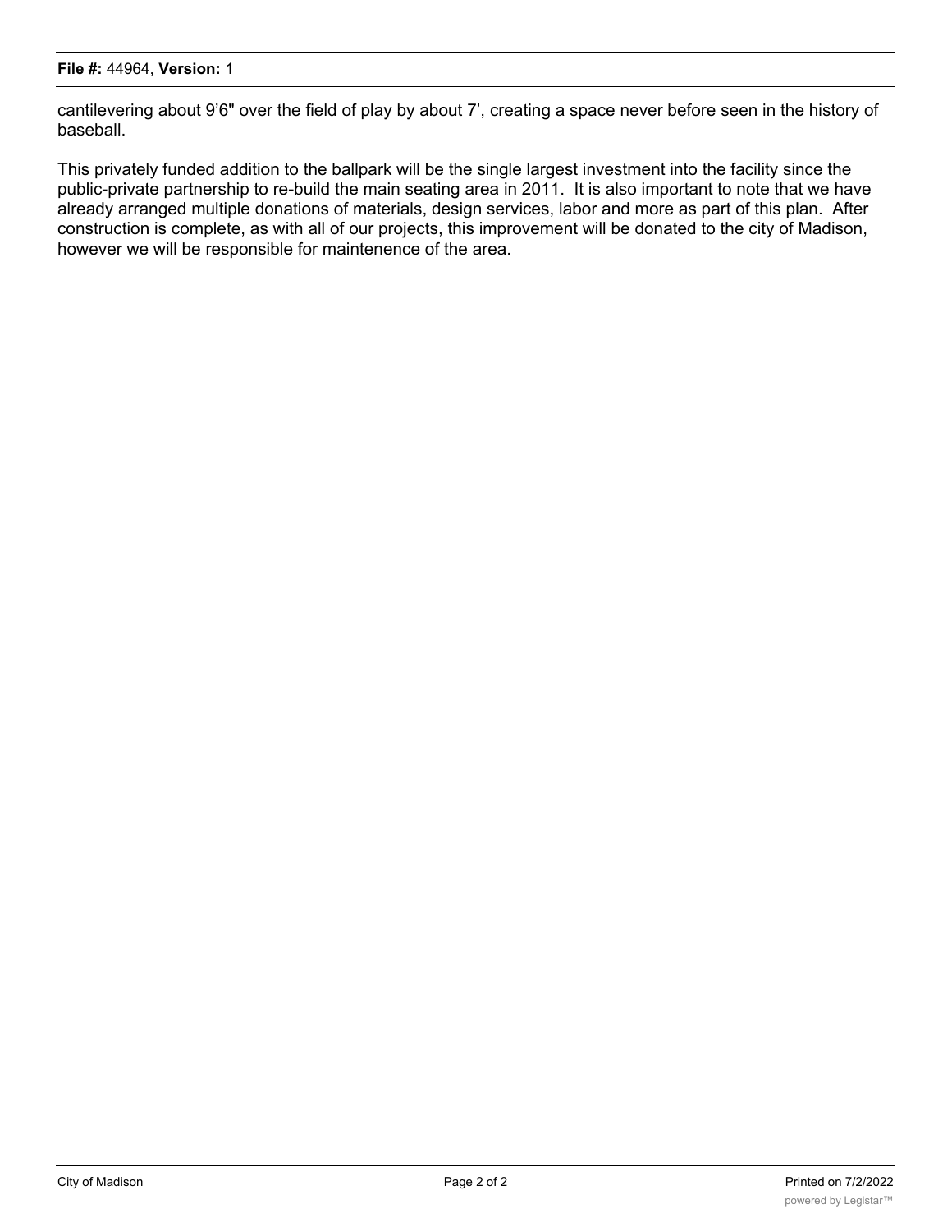cantilevering about 9'6" over the field of play by about 7', creating a space never before seen in the history of baseball.

This privately funded addition to the ballpark will be the single largest investment into the facility since the public-private partnership to re-build the main seating area in 2011. It is also important to note that we have already arranged multiple donations of materials, design services, labor and more as part of this plan. After construction is complete, as with all of our projects, this improvement will be donated to the city of Madison, however we will be responsible for maintenence of the area.